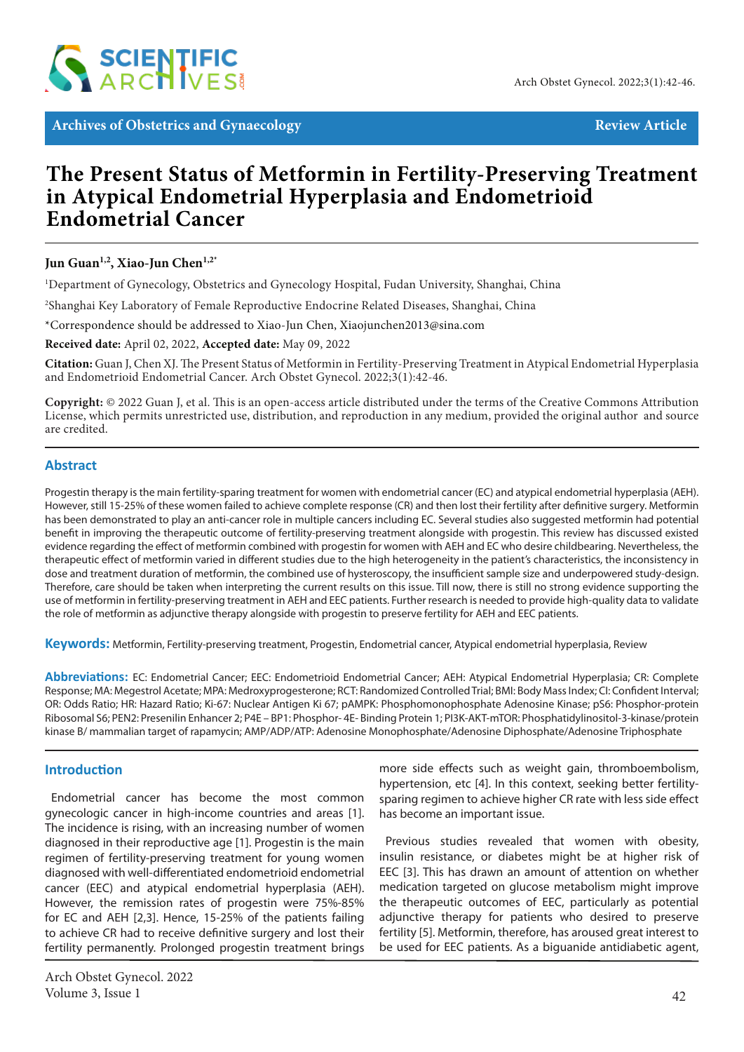Archives of Obstetrics and Gynaecology — Review Article

# The Present Status of Metformin in Fertility-Preserving Treatment in Atypical Endometrial Hyperplasia and Endometrioid Endometrial Cancer

**Jun Guan[1,2], Xiao-Jun Chen[1,2*]**

[1]Department of Gynecology, Obstetrics and Gynecology Hospital, Fudan University, Shanghai, China

[2]Shanghai Key Laboratory of Female Reproductive Endocrine Related Diseases, Shanghai, China

*Correspondence should be addressed to Xiao-Jun Chen, Xiaojunchen2013@sina.com

**Received date:** April 02, 2022, **Accepted date:** May 09, 2022

**Citation:** Guan J, Chen XJ. The Present Status of Metformin in Fertility-Preserving Treatment in Atypical Endometrial Hyperplasia and Endometrioid Endometrial Cancer. Arch Obstet Gynecol. 2022;3(1):42-46.

**Copyright:** © 2022 Guan J, et al. This is an open-access article distributed under the terms of the Creative Commons Attribution License, which permits unrestricted use, distribution, and reproduction in any medium, provided the original author and source are credited.

## Abstract

Progestin therapy is the main fertility-sparing treatment for women with endometrial cancer (EC) and atypical endometrial hyperplasia (AEH). However, still 15-25% of these women failed to achieve complete response (CR) and then lost their fertility after definitive surgery. Metformin has been demonstrated to play an anti-cancer role in multiple cancers including EC. Several studies also suggested metformin had potential benefit in improving the therapeutic outcome of fertility-preserving treatment alongside with progestin. This review has discussed existed evidence regarding the effect of metformin combined with progestin for women with AEH and EC who desire childbearing. Nevertheless, the therapeutic effect of metformin varied in different studies due to the high heterogeneity in the patient's characteristics, the inconsistency in dose and treatment duration of metformin, the combined use of hysteroscopy, the insufficient sample size and underpowered study-design. Therefore, care should be taken when interpreting the current results on this issue. Till now, there is still no strong evidence supporting the use of metformin in fertility-preserving treatment in AEH and EEC patients. Further research is needed to provide high-quality data to validate the role of metformin as adjunctive therapy alongside with progestin to preserve fertility for AEH and EEC patients.

**Keywords:** Metformin, Fertility-preserving treatment, Progestin, Endometrial cancer, Atypical endometrial hyperplasia, Review

**Abbreviations:** EC: Endometrial Cancer; EEC: Endometrioid Endometrial Cancer; AEH: Atypical Endometrial Hyperplasia; CR: Complete Response; MA: Megestrol Acetate; MPA: Medroxyprogesterone; RCT: Randomized Controlled Trial; BMI: Body Mass Index; CI: Confident Interval; OR: Odds Ratio; HR: Hazard Ratio; Ki-67: Nuclear Antigen Ki 67; pAMPK: Phosphomonophosphate Adenosine Kinase; pS6: Phosphor-protein Ribosomal S6; PEN2: Presenilin Enhancer 2; P4E – BP1: Phosphor- 4E- Binding Protein 1; PI3K-AKT-mTOR: Phosphatidylinositol-3-kinase/protein kinase B/ mammalian target of rapamycin; AMP/ADP/ATP: Adenosine Monophosphate/Adenosine Diphosphate/Adenosine Triphosphate

## Introduction

Endometrial cancer has become the most common gynecologic cancer in high-income countries and areas [1]. The incidence is rising, with an increasing number of women diagnosed in their reproductive age [1]. Progestin is the main regimen of fertility-preserving treatment for young women diagnosed with well-differentiated endometrioid endometrial cancer (EEC) and atypical endometrial hyperplasia (AEH). However, the remission rates of progestin were 75%-85% for EC and AEH [2,3]. Hence, 15-25% of the patients failing to achieve CR had to receive definitive surgery and lost their fertility permanently. Prolonged progestin treatment brings more side effects such as weight gain, thromboembolism, hypertension, etc [4]. In this context, seeking better fertility-sparing regimen to achieve higher CR rate with less side effect has become an important issue.

Previous studies revealed that women with obesity, insulin resistance, or diabetes might be at higher risk of EEC [3]. This has drawn an amount of attention on whether medication targeted on glucose metabolism might improve the therapeutic outcomes of EEC, particularly as potential adjunctive therapy for patients who desired to preserve fertility [5]. Metformin, therefore, has aroused great interest to be used for EEC patients. As a biguanide antidiabetic agent,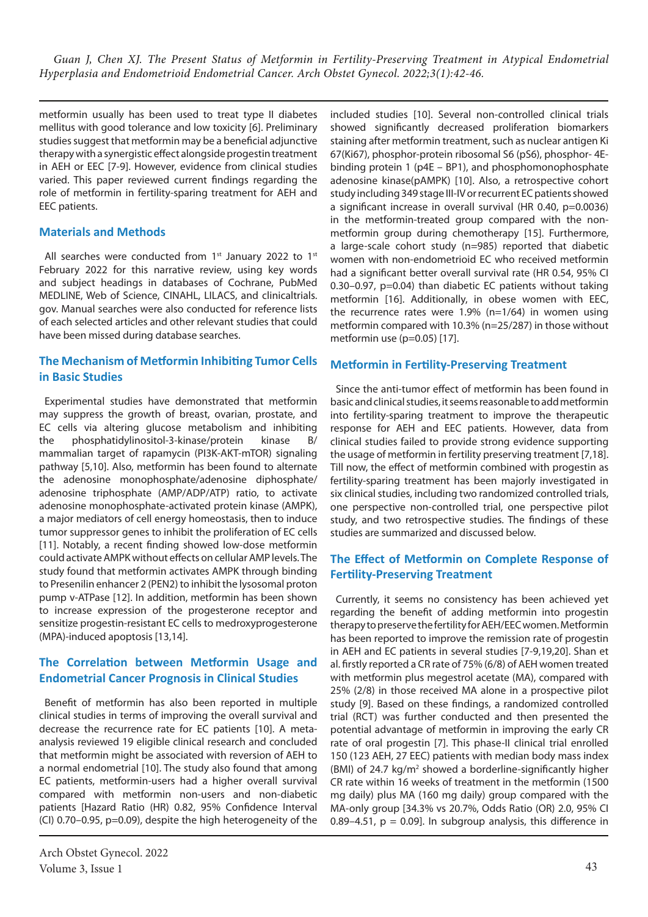metformin usually has been used to treat type II diabetes mellitus with good tolerance and low toxicity [6]. Preliminary studies suggest that metformin may be a beneficial adjunctive therapy with a synergistic effect alongside progestin treatment in AEH or EEC [7-9]. However, evidence from clinical studies varied. This paper reviewed current findings regarding the role of metformin in fertility-sparing treatment for AEH and EEC patients.

## Materials and Methods

All searches were conducted from 1st January 2022 to 1st February 2022 for this narrative review, using key words and subject headings in databases of Cochrane, PubMed MEDLINE, Web of Science, CINAHL, LILACS, and clinicaltrials.gov. Manual searches were also conducted for reference lists of each selected articles and other relevant studies that could have been missed during database searches.

## The Mechanism of Metformin Inhibiting Tumor Cells in Basic Studies

Experimental studies have demonstrated that metformin may suppress the growth of breast, ovarian, prostate, and EC cells via altering glucose metabolism and inhibiting the phosphatidylinositol-3-kinase/protein kinase B/ mammalian target of rapamycin (PI3K-AKT-mTOR) signaling pathway [5,10]. Also, metformin has been found to alternate the adenosine monophosphate/adenosine diphosphate/ adenosine triphosphate (AMP/ADP/ATP) ratio, to activate adenosine monophosphate-activated protein kinase (AMPK), a major mediators of cell energy homeostasis, then to induce tumor suppressor genes to inhibit the proliferation of EC cells [11]. Notably, a recent finding showed low-dose metformin could activate AMPK without effects on cellular AMP levels. The study found that metformin activates AMPK through binding to Presenilin enhancer 2 (PEN2) to inhibit the lysosomal proton pump v-ATPase [12]. In addition, metformin has been shown to increase expression of the progesterone receptor and sensitize progestin-resistant EC cells to medroxyprogesterone (MPA)-induced apoptosis [13,14].

## The Correlation between Metformin Usage and Endometrial Cancer Prognosis in Clinical Studies

Benefit of metformin has also been reported in multiple clinical studies in terms of improving the overall survival and decrease the recurrence rate for EC patients [10]. A meta-analysis reviewed 19 eligible clinical research and concluded that metformin might be associated with reversion of AEH to a normal endometrial [10]. The study also found that among EC patients, metformin-users had a higher overall survival compared with metformin non-users and non-diabetic patients [Hazard Ratio (HR) 0.82, 95% Confidence Interval (CI) 0.70–0.95, p=0.09), despite the high heterogeneity of the included studies [10]. Several non-controlled clinical trials showed significantly decreased proliferation biomarkers staining after metformin treatment, such as nuclear antigen Ki 67(Ki67), phosphor-protein ribosomal S6 (pS6), phosphor- 4E-binding protein 1 (p4E – BP1), and phosphomonophosphate adenosine kinase(pAMPK) [10]. Also, a retrospective cohort study including 349 stage III-IV or recurrent EC patients showed a significant increase in overall survival (HR 0.40, p=0.0036) in the metformin-treated group compared with the non-metformin group during chemotherapy [15]. Furthermore, a large-scale cohort study (n=985) reported that diabetic women with non-endometrioid EC who received metformin had a significant better overall survival rate (HR 0.54, 95% CI 0.30–0.97, p=0.04) than diabetic EC patients without taking metformin [16]. Additionally, in obese women with EEC, the recurrence rates were 1.9% (n=1/64) in women using metformin compared with 10.3% (n=25/287) in those without metformin use (p=0.05) [17].

## Metformin in Fertility-Preserving Treatment

Since the anti-tumor effect of metformin has been found in basic and clinical studies, it seems reasonable to add metformin into fertility-sparing treatment to improve the therapeutic response for AEH and EEC patients. However, data from clinical studies failed to provide strong evidence supporting the usage of metformin in fertility preserving treatment [7,18]. Till now, the effect of metformin combined with progestin as fertility-sparing treatment has been majorly investigated in six clinical studies, including two randomized controlled trials, one perspective non-controlled trial, one perspective pilot study, and two retrospective studies. The findings of these studies are summarized and discussed below.

## The Effect of Metformin on Complete Response of Fertility-Preserving Treatment

Currently, it seems no consistency has been achieved yet regarding the benefit of adding metformin into progestin therapy to preserve the fertility for AEH/EEC women. Metformin has been reported to improve the remission rate of progestin in AEH and EC patients in several studies [7-9,19,20]. Shan et al. firstly reported a CR rate of 75% (6/8) of AEH women treated with metformin plus megestrol acetate (MA), compared with 25% (2/8) in those received MA alone in a prospective pilot study [9]. Based on these findings, a randomized controlled trial (RCT) was further conducted and then presented the potential advantage of metformin in improving the early CR rate of oral progestin [7]. This phase-II clinical trial enrolled 150 (123 AEH, 27 EEC) patients with median body mass index (BMI) of 24.7 kg/m$^2$ showed a borderline-significantly higher CR rate within 16 weeks of treatment in the metformin (1500 mg daily) plus MA (160 mg daily) group compared with the MA-only group [34.3% vs 20.7%, Odds Ratio (OR) 2.0, 95% CI 0.89–4.51, p = 0.09]. In subgroup analysis, this difference in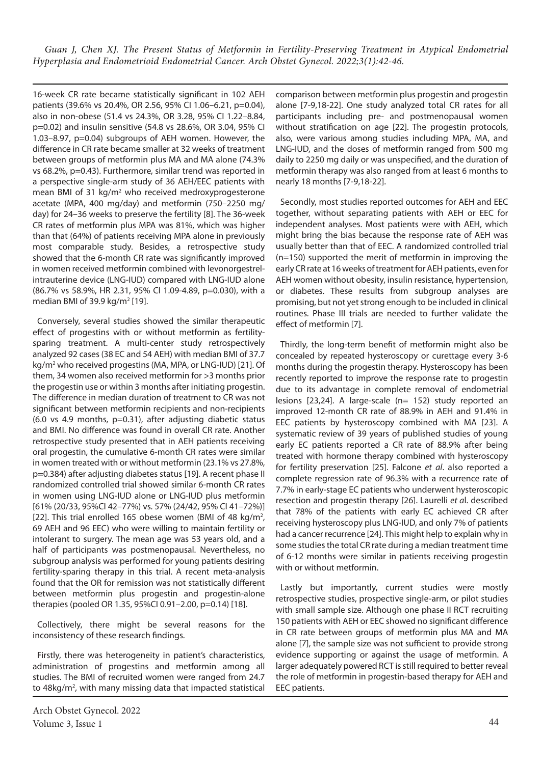16-week CR rate became statistically significant in 102 AEH patients (39.6% vs 20.4%, OR 2.56, 95% CI 1.06–6.21, p=0.04), also in non-obese (51.4 vs 24.3%, OR 3.28, 95% CI 1.22–8.84, p=0.02) and insulin sensitive (54.8 vs 28.6%, OR 3.04, 95% CI 1.03–8.97, p=0.04) subgroups of AEH women. However, the difference in CR rate became smaller at 32 weeks of treatment between groups of metformin plus MA and MA alone (74.3% vs 68.2%, p=0.43). Furthermore, similar trend was reported in a perspective single-arm study of 36 AEH/EEC patients with mean BMI of 31 kg/m$^2$ who received medroxyprogesterone acetate (MPA, 400 mg/day) and metformin (750–2250 mg/day) for 24–36 weeks to preserve the fertility [8]. The 36-week CR rates of metformin plus MPA was 81%, which was higher than that (64%) of patients receiving MPA alone in previously most comparable study. Besides, a retrospective study showed that the 6-month CR rate was significantly improved in women received metformin combined with levonorgestrel-intrauterine device (LNG-IUD) compared with LNG-IUD alone (86.7% vs 58.9%, HR 2.31, 95% CI 1.09-4.89, p=0.030), with a median BMI of 39.9 kg/m$^2$ [19].

Conversely, several studies showed the similar therapeutic effect of progestins with or without metformin as fertility-sparing treatment. A multi-center study retrospectively analyzed 92 cases (38 EC and 54 AEH) with median BMI of 37.7 kg/m$^2$ who received progestins (MA, MPA, or LNG-IUD) [21]. Of them, 34 women also received metformin for >3 months prior the progestin use or within 3 months after initiating progestin. The difference in median duration of treatment to CR was not significant between metformin recipients and non-recipients (6.0 vs 4.9 months, p=0.31), after adjusting diabetic status and BMI. No difference was found in overall CR rate. Another retrospective study presented that in AEH patients receiving oral progestin, the cumulative 6-month CR rates were similar in women treated with or without metformin (23.1% vs 27.8%, p=0.384) after adjusting diabetes status [19]. A recent phase II randomized controlled trial showed similar 6-month CR rates in women using LNG-IUD alone or LNG-IUD plus metformin [61% (20/33, 95%CI 42–77%) vs. 57% (24/42, 95% CI 41–72%)] [22]. This trial enrolled 165 obese women (BMI of 48 kg/m$^2$, 69 AEH and 96 EEC) who were willing to maintain fertility or intolerant to surgery. The mean age was 53 years old, and a half of participants was postmenopausal. Nevertheless, no subgroup analysis was performed for young patients desiring fertility-sparing therapy in this trial. A recent meta-analysis found that the OR for remission was not statistically different between metformin plus progestin and progestin-alone therapies (pooled OR 1.35, 95%CI 0.91–2.00, p=0.14) [18].

Collectively, there might be several reasons for the inconsistency of these research findings.

Firstly, there was heterogeneity in patient's characteristics, administration of progestins and metformin among all studies. The BMI of recruited women were ranged from 24.7 to 48kg/m$^2$, with many missing data that impacted statistical comparison between metformin plus progestin and progestin alone [7-9,18-22]. One study analyzed total CR rates for all participants including pre- and postmenopausal women without stratification on age [22]. The progestin protocols, also, were various among studies including MPA, MA, and LNG-IUD, and the doses of metformin ranged from 500 mg daily to 2250 mg daily or was unspecified, and the duration of metformin therapy was also ranged from at least 6 months to nearly 18 months [7-9,18-22].

Secondly, most studies reported outcomes for AEH and EEC together, without separating patients with AEH or EEC for independent analyses. Most patients were with AEH, which might bring the bias because the response rate of AEH was usually better than that of EEC. A randomized controlled trial (n=150) supported the merit of metformin in improving the early CR rate at 16 weeks of treatment for AEH patients, even for AEH women without obesity, insulin resistance, hypertension, or diabetes. These results from subgroup analyses are promising, but not yet strong enough to be included in clinical routines. Phase III trials are needed to further validate the effect of metformin [7].

Thirdly, the long-term benefit of metformin might also be concealed by repeated hysteroscopy or curettage every 3-6 months during the progestin therapy. Hysteroscopy has been recently reported to improve the response rate to progestin due to its advantage in complete removal of endometrial lesions [23,24]. A large-scale (n= 152) study reported an improved 12-month CR rate of 88.9% in AEH and 91.4% in EEC patients by hysteroscopy combined with MA [23]. A systematic review of 39 years of published studies of young early EC patients reported a CR rate of 88.9% after being treated with hormone therapy combined with hysteroscopy for fertility preservation [25]. Falcone *et al*. also reported a complete regression rate of 96.3% with a recurrence rate of 7.7% in early-stage EC patients who underwent hysteroscopic resection and progestin therapy [26]. Laurelli *et a*l. described that 78% of the patients with early EC achieved CR after receiving hysteroscopy plus LNG-IUD, and only 7% of patients had a cancer recurrence [24]. This might help to explain why in some studies the total CR rate during a median treatment time of 6-12 months were similar in patients receiving progestin with or without metformin.

Lastly but importantly, current studies were mostly retrospective studies, prospective single-arm, or pilot studies with small sample size. Although one phase II RCT recruiting 150 patients with AEH or EEC showed no significant difference in CR rate between groups of metformin plus MA and MA alone [7], the sample size was not sufficient to provide strong evidence supporting or against the usage of metformin. A larger adequately powered RCT is still required to better reveal the role of metformin in progestin-based therapy for AEH and EEC patients.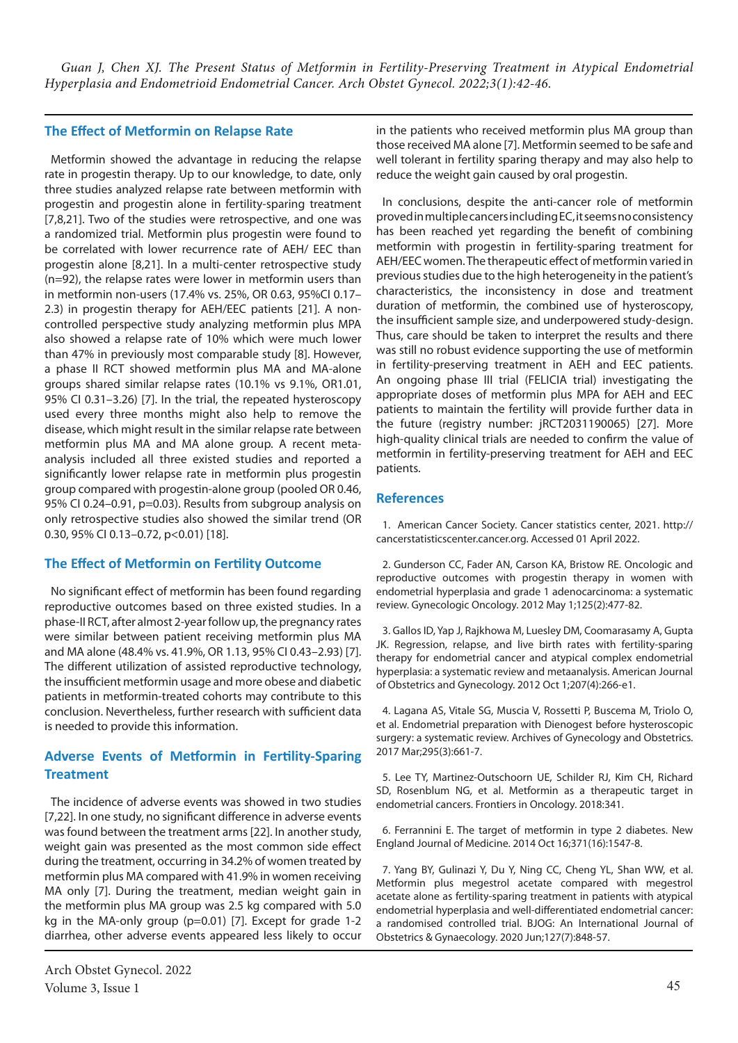## The Effect of Metformin on Relapse Rate

Metformin showed the advantage in reducing the relapse rate in progestin therapy. Up to our knowledge, to date, only three studies analyzed relapse rate between metformin with progestin and progestin alone in fertility-sparing treatment [7,8,21]. Two of the studies were retrospective, and one was a randomized trial. Metformin plus progestin were found to be correlated with lower recurrence rate of AEH/ EEC than progestin alone [8,21]. In a multi-center retrospective study (n=92), the relapse rates were lower in metformin users than in metformin non-users (17.4% vs. 25%, OR 0.63, 95%CI 0.17–2.3) in progestin therapy for AEH/EEC patients [21]. A non-controlled perspective study analyzing metformin plus MPA also showed a relapse rate of 10% which were much lower than 47% in previously most comparable study [8]. However, a phase II RCT showed metformin plus MA and MA-alone groups shared similar relapse rates (10.1% vs 9.1%, OR1.01, 95% CI 0.31–3.26) [7]. In the trial, the repeated hysteroscopy used every three months might also help to remove the disease, which might result in the similar relapse rate between metformin plus MA and MA alone group. A recent meta-analysis included all three existed studies and reported a significantly lower relapse rate in metformin plus progestin group compared with progestin-alone group (pooled OR 0.46, 95% CI 0.24–0.91, p=0.03). Results from subgroup analysis on only retrospective studies also showed the similar trend (OR 0.30, 95% CI 0.13–0.72, p<0.01) [18].

## The Effect of Metformin on Fertility Outcome

No significant effect of metformin has been found regarding reproductive outcomes based on three existed studies. In a phase-II RCT, after almost 2-year follow up, the pregnancy rates were similar between patient receiving metformin plus MA and MA alone (48.4% vs. 41.9%, OR 1.13, 95% CI 0.43–2.93) [7]. The different utilization of assisted reproductive technology, the insufficient metformin usage and more obese and diabetic patients in metformin-treated cohorts may contribute to this conclusion. Nevertheless, further research with sufficient data is needed to provide this information.

## Adverse Events of Metformin in Fertility-Sparing Treatment

The incidence of adverse events was showed in two studies [7,22]. In one study, no significant difference in adverse events was found between the treatment arms [22]. In another study, weight gain was presented as the most common side effect during the treatment, occurring in 34.2% of women treated by metformin plus MA compared with 41.9% in women receiving MA only [7]. During the treatment, median weight gain in the metformin plus MA group was 2.5 kg compared with 5.0 kg in the MA-only group (p=0.01) [7]. Except for grade 1-2 diarrhea, other adverse events appeared less likely to occur in the patients who received metformin plus MA group than those received MA alone [7]. Metformin seemed to be safe and well tolerant in fertility sparing therapy and may also help to reduce the weight gain caused by oral progestin.

In conclusions, despite the anti-cancer role of metformin proved in multiple cancers including EC, it seems no consistency has been reached yet regarding the benefit of combining metformin with progestin in fertility-sparing treatment for AEH/EEC women. The therapeutic effect of metformin varied in previous studies due to the high heterogeneity in the patient's characteristics, the inconsistency in dose and treatment duration of metformin, the combined use of hysteroscopy, the insufficient sample size, and underpowered study-design. Thus, care should be taken to interpret the results and there was still no robust evidence supporting the use of metformin in fertility-preserving treatment in AEH and EEC patients. An ongoing phase III trial (FELICIA trial) investigating the appropriate doses of metformin plus MPA for AEH and EEC patients to maintain the fertility will provide further data in the future (registry number: jRCT2031190065) [27]. More high-quality clinical trials are needed to confirm the value of metformin in fertility-preserving treatment for AEH and EEC patients.

## References

1. American Cancer Society. Cancer statistics center, 2021. http://cancerstatisticscenter.cancer.org. Accessed 01 April 2022.

2. Gunderson CC, Fader AN, Carson KA, Bristow RE. Oncologic and reproductive outcomes with progestin therapy in women with endometrial hyperplasia and grade 1 adenocarcinoma: a systematic review. Gynecologic Oncology. 2012 May 1;125(2):477-82.

3. Gallos ID, Yap J, Rajkhowa M, Luesley DM, Coomarasamy A, Gupta JK. Regression, relapse, and live birth rates with fertility-sparing therapy for endometrial cancer and atypical complex endometrial hyperplasia: a systematic review and metaanalysis. American Journal of Obstetrics and Gynecology. 2012 Oct 1;207(4):266-e1.

4. Lagana AS, Vitale SG, Muscia V, Rossetti P, Buscema M, Triolo O, et al. Endometrial preparation with Dienogest before hysteroscopic surgery: a systematic review. Archives of Gynecology and Obstetrics. 2017 Mar;295(3):661-7.

5. Lee TY, Martinez-Outschoorn UE, Schilder RJ, Kim CH, Richard SD, Rosenblum NG, et al. Metformin as a therapeutic target in endometrial cancers. Frontiers in Oncology. 2018:341.

6. Ferrannini E. The target of metformin in type 2 diabetes. New England Journal of Medicine. 2014 Oct 16;371(16):1547-8.

7. Yang BY, Gulinazi Y, Du Y, Ning CC, Cheng YL, Shan WW, et al. Metformin plus megestrol acetate compared with megestrol acetate alone as fertility-sparing treatment in patients with atypical endometrial hyperplasia and well-differentiated endometrial cancer: a randomised controlled trial. BJOG: An International Journal of Obstetrics & Gynaecology. 2020 Jun;127(7):848-57.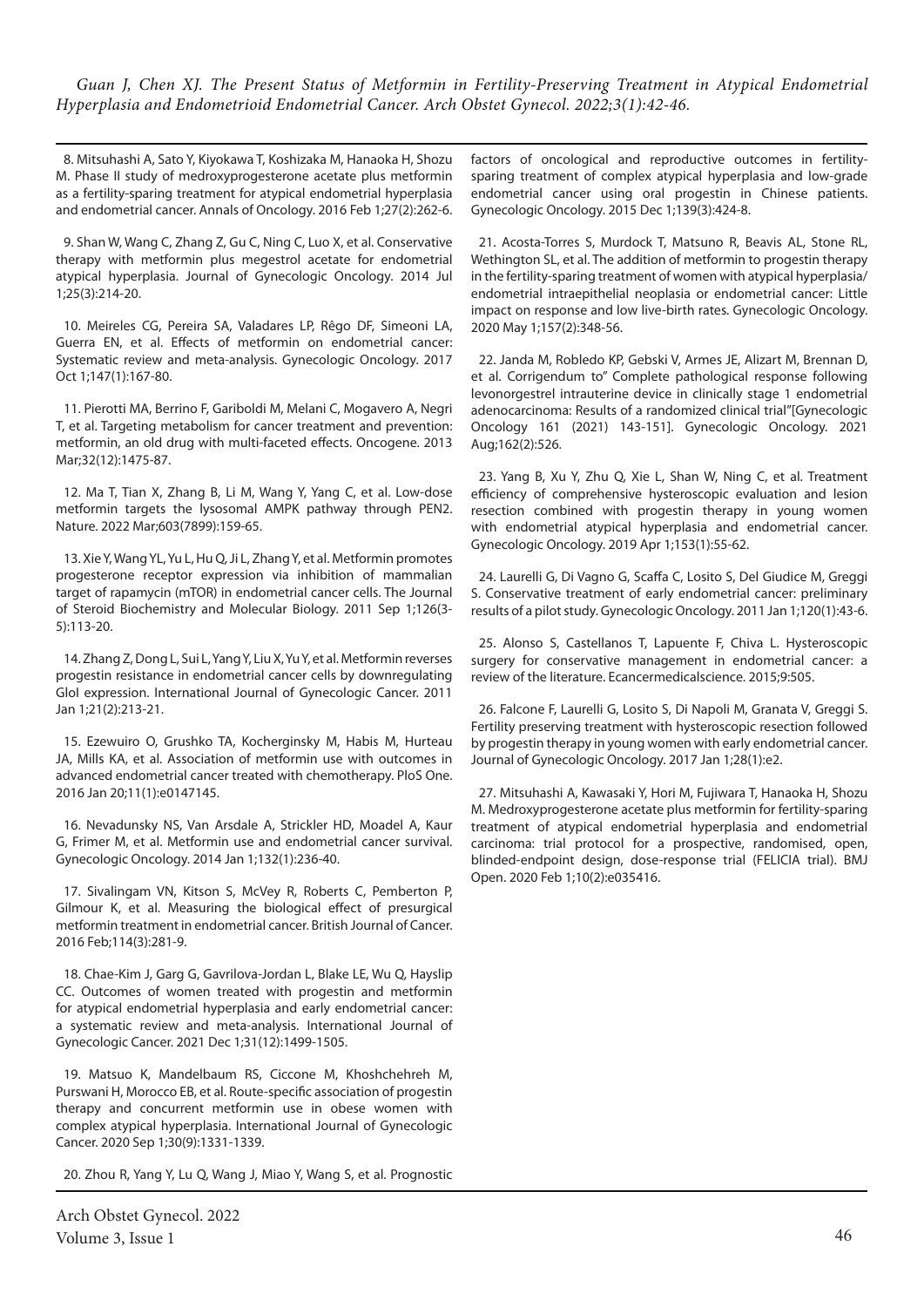8. Mitsuhashi A, Sato Y, Kiyokawa T, Koshizaka M, Hanaoka H, Shozu M. Phase II study of medroxyprogesterone acetate plus metformin as a fertility-sparing treatment for atypical endometrial hyperplasia and endometrial cancer. Annals of Oncology. 2016 Feb 1;27(2):262-6.

9. Shan W, Wang C, Zhang Z, Gu C, Ning C, Luo X, et al. Conservative therapy with metformin plus megestrol acetate for endometrial atypical hyperplasia. Journal of Gynecologic Oncology. 2014 Jul 1;25(3):214-20.

10. Meireles CG, Pereira SA, Valadares LP, Rêgo DF, Simeoni LA, Guerra EN, et al. Effects of metformin on endometrial cancer: Systematic review and meta-analysis. Gynecologic Oncology. 2017 Oct 1;147(1):167-80.

11. Pierotti MA, Berrino F, Gariboldi M, Melani C, Mogavero A, Negri T, et al. Targeting metabolism for cancer treatment and prevention: metformin, an old drug with multi-faceted effects. Oncogene. 2013 Mar;32(12):1475-87.

12. Ma T, Tian X, Zhang B, Li M, Wang Y, Yang C, et al. Low-dose metformin targets the lysosomal AMPK pathway through PEN2. Nature. 2022 Mar;603(7899):159-65.

13. Xie Y, Wang YL, Yu L, Hu Q, Ji L, Zhang Y, et al. Metformin promotes progesterone receptor expression via inhibition of mammalian target of rapamycin (mTOR) in endometrial cancer cells. The Journal of Steroid Biochemistry and Molecular Biology. 2011 Sep 1;126(3-5):113-20.

14. Zhang Z, Dong L, Sui L, Yang Y, Liu X, Yu Y, et al. Metformin reverses progestin resistance in endometrial cancer cells by downregulating GloI expression. International Journal of Gynecologic Cancer. 2011 Jan 1;21(2):213-21.

15. Ezewuiro O, Grushko TA, Kocherginsky M, Habis M, Hurteau JA, Mills KA, et al. Association of metformin use with outcomes in advanced endometrial cancer treated with chemotherapy. PloS One. 2016 Jan 20;11(1):e0147145.

16. Nevadunsky NS, Van Arsdale A, Strickler HD, Moadel A, Kaur G, Frimer M, et al. Metformin use and endometrial cancer survival. Gynecologic Oncology. 2014 Jan 1;132(1):236-40.

17. Sivalingam VN, Kitson S, McVey R, Roberts C, Pemberton P, Gilmour K, et al. Measuring the biological effect of presurgical metformin treatment in endometrial cancer. British Journal of Cancer. 2016 Feb;114(3):281-9.

18. Chae-Kim J, Garg G, Gavrilova-Jordan L, Blake LE, Wu Q, Hayslip CC. Outcomes of women treated with progestin and metformin for atypical endometrial hyperplasia and early endometrial cancer: a systematic review and meta-analysis. International Journal of Gynecologic Cancer. 2021 Dec 1;31(12):1499-1505.

19. Matsuo K, Mandelbaum RS, Ciccone M, Khoshchehreh M, Purswani H, Morocco EB, et al. Route-specific association of progestin therapy and concurrent metformin use in obese women with complex atypical hyperplasia. International Journal of Gynecologic Cancer. 2020 Sep 1;30(9):1331-1339.

20. Zhou R, Yang Y, Lu Q, Wang J, Miao Y, Wang S, et al. Prognostic factors of oncological and reproductive outcomes in fertility-sparing treatment of complex atypical hyperplasia and low-grade endometrial cancer using oral progestin in Chinese patients. Gynecologic Oncology. 2015 Dec 1;139(3):424-8.

21. Acosta-Torres S, Murdock T, Matsuno R, Beavis AL, Stone RL, Wethington SL, et al. The addition of metformin to progestin therapy in the fertility-sparing treatment of women with atypical hyperplasia/endometrial intraepithelial neoplasia or endometrial cancer: Little impact on response and low live-birth rates. Gynecologic Oncology. 2020 May 1;157(2):348-56.

22. Janda M, Robledo KP, Gebski V, Armes JE, Alizart M, Brennan D, et al. Corrigendum to" Complete pathological response following levonorgestrel intrauterine device in clinically stage 1 endometrial adenocarcinoma: Results of a randomized clinical trial"[Gynecologic Oncology 161 (2021) 143-151]. Gynecologic Oncology. 2021 Aug;162(2):526.

23. Yang B, Xu Y, Zhu Q, Xie L, Shan W, Ning C, et al. Treatment efficiency of comprehensive hysteroscopic evaluation and lesion resection combined with progestin therapy in young women with endometrial atypical hyperplasia and endometrial cancer. Gynecologic Oncology. 2019 Apr 1;153(1):55-62.

24. Laurelli G, Di Vagno G, Scaffa C, Losito S, Del Giudice M, Greggi S. Conservative treatment of early endometrial cancer: preliminary results of a pilot study. Gynecologic Oncology. 2011 Jan 1;120(1):43-6.

25. Alonso S, Castellanos T, Lapuente F, Chiva L. Hysteroscopic surgery for conservative management in endometrial cancer: a review of the literature. Ecancermedicalscience. 2015;9:505.

26. Falcone F, Laurelli G, Losito S, Di Napoli M, Granata V, Greggi S. Fertility preserving treatment with hysteroscopic resection followed by progestin therapy in young women with early endometrial cancer. Journal of Gynecologic Oncology. 2017 Jan 1;28(1):e2.

27. Mitsuhashi A, Kawasaki Y, Hori M, Fujiwara T, Hanaoka H, Shozu M. Medroxyprogesterone acetate plus metformin for fertility-sparing treatment of atypical endometrial hyperplasia and endometrial carcinoma: trial protocol for a prospective, randomised, open, blinded-endpoint design, dose-response trial (FELICIA trial). BMJ Open. 2020 Feb 1;10(2):e035416.